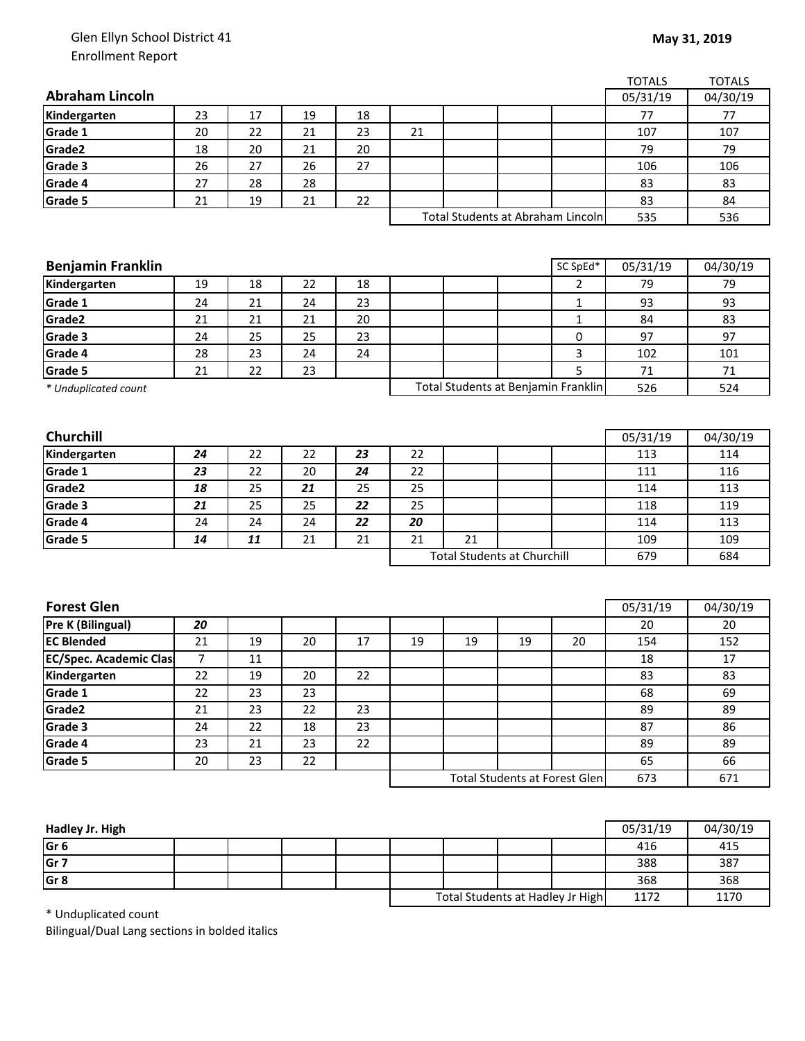Glen Ellyn School District 41
Enrollment Report

**May 31, 2019**

| **Abraham Lincoln** | | | | | | | | | TOTALS 05/31/19 | TOTALS 04/30/19 |
|---|---|---|---|---|---|---|---|---|---|---|
| **Kindergarten** | 23 | 17 | 19 | 18 | | | | | 77 | 77 |
| **Grade 1** | 20 | 22 | 21 | 23 | 21 | | | | 107 | 107 |
| **Grade2** | 18 | 20 | 21 | 20 | | | | | 79 | 79 |
| **Grade 3** | 26 | 27 | 26 | 27 | | | | | 106 | 106 |
| **Grade 4** | 27 | 28 | 28 | | | | | | 83 | 83 |
| **Grade 5** | 21 | 19 | 21 | 22 | | | | | 83 | 84 |
| | | | | | Total Students at Abraham Lincoln | | | | 535 | 536 |

| **Benjamin Franklin** | | | | | | | | SC SpEd* | 05/31/19 | 04/30/19 |
|---|---|---|---|---|---|---|---|---|---|---|
| **Kindergarten** | 19 | 18 | 22 | 18 | | | | 2 | 79 | 79 |
| **Grade 1** | 24 | 21 | 24 | 23 | | | | 1 | 93 | 93 |
| **Grade2** | 21 | 21 | 21 | 20 | | | | 1 | 84 | 83 |
| **Grade 3** | 24 | 25 | 25 | 23 | | | | 0 | 97 | 97 |
| **Grade 4** | 28 | 23 | 24 | 24 | | | | 3 | 102 | 101 |
| **Grade 5** | 21 | 22 | 23 | | | | | 5 | 71 | 71 |
| *\* Unduplicated count* | | | | | Total Students at Benjamin Franklin | | | | 526 | 524 |

| **Churchill** | | | | | | | | | 05/31/19 | 04/30/19 |
|---|---|---|---|---|---|---|---|---|---|---|
| **Kindergarten** | ***24*** | 22 | 22 | ***23*** | 22 | | | | 113 | 114 |
| **Grade 1** | ***23*** | 22 | 20 | ***24*** | 22 | | | | 111 | 116 |
| **Grade2** | ***18*** | 25 | ***21*** | 25 | 25 | | | | 114 | 113 |
| **Grade 3** | ***21*** | 25 | 25 | ***22*** | 25 | | | | 118 | 119 |
| **Grade 4** | 24 | 24 | 24 | ***22*** | ***20*** | | | | 114 | 113 |
| **Grade 5** | ***14*** | ***11*** | 21 | 21 | 21 | 21 | | | 109 | 109 |
| | | | | | Total Students at Churchill | | | | 679 | 684 |

| **Forest Glen** | | | | | | | | | 05/31/19 | 04/30/19 |
|---|---|---|---|---|---|---|---|---|---|---|
| **Pre K (Bilingual)** | ***20*** | | | | | | | | 20 | 20 |
| **EC Blended** | 21 | 19 | 20 | 17 | 19 | 19 | 19 | 20 | 154 | 152 |
| **EC/Spec. Academic Clas** | 7 | 11 | | | | | | | 18 | 17 |
| **Kindergarten** | 22 | 19 | 20 | 22 | | | | | 83 | 83 |
| **Grade 1** | 22 | 23 | 23 | | | | | | 68 | 69 |
| **Grade2** | 21 | 23 | 22 | 23 | | | | | 89 | 89 |
| **Grade 3** | 24 | 22 | 18 | 23 | | | | | 87 | 86 |
| **Grade 4** | 23 | 21 | 23 | 22 | | | | | 89 | 89 |
| **Grade 5** | 20 | 23 | 22 | | | | | | 65 | 66 |
| | | | | | Total Students at Forest Glen | | | | 673 | 671 |

| **Hadley Jr. High** | | | | | | | | | 05/31/19 | 04/30/19 |
|---|---|---|---|---|---|---|---|---|---|---|
| **Gr 6** | | | | | | | | | 416 | 415 |
| **Gr 7** | | | | | | | | | 388 | 387 |
| **Gr 8** | | | | | | | | | 368 | 368 |
| | | | | | Total Students at Hadley Jr High | | | | 1172 | 1170 |

\* Unduplicated count
Bilingual/Dual Lang sections in bolded italics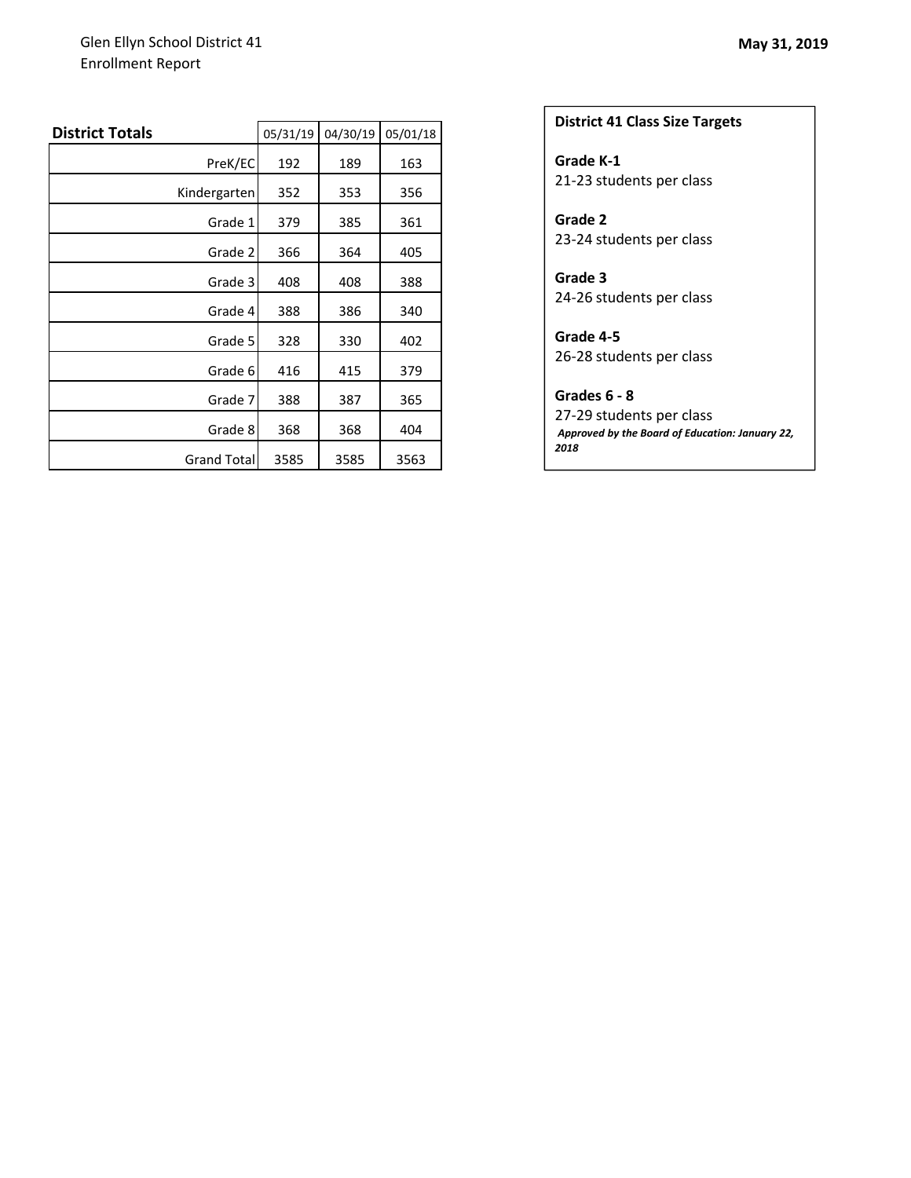Glen Ellyn School District 41
Enrollment Report

**May 31, 2019**

| District Totals | 05/31/19 | 04/30/19 | 05/01/18 |
|---|---|---|---|
| PreK/EC | 192 | 189 | 163 |
| Kindergarten | 352 | 353 | 356 |
| Grade 1 | 379 | 385 | 361 |
| Grade 2 | 366 | 364 | 405 |
| Grade 3 | 408 | 408 | 388 |
| Grade 4 | 388 | 386 | 340 |
| Grade 5 | 328 | 330 | 402 |
| Grade 6 | 416 | 415 | 379 |
| Grade 7 | 388 | 387 | 365 |
| Grade 8 | 368 | 368 | 404 |
| Grand Total | 3585 | 3585 | 3563 |

**District 41 Class Size Targets**

**Grade K-1**
21-23 students per class

**Grade 2**
23-24 students per class

**Grade 3**
24-26 students per class

**Grade 4-5**
26-28 students per class

**Grades 6 - 8**
27-29 students per class

***Approved by the Board of Education: January 22, 2018***